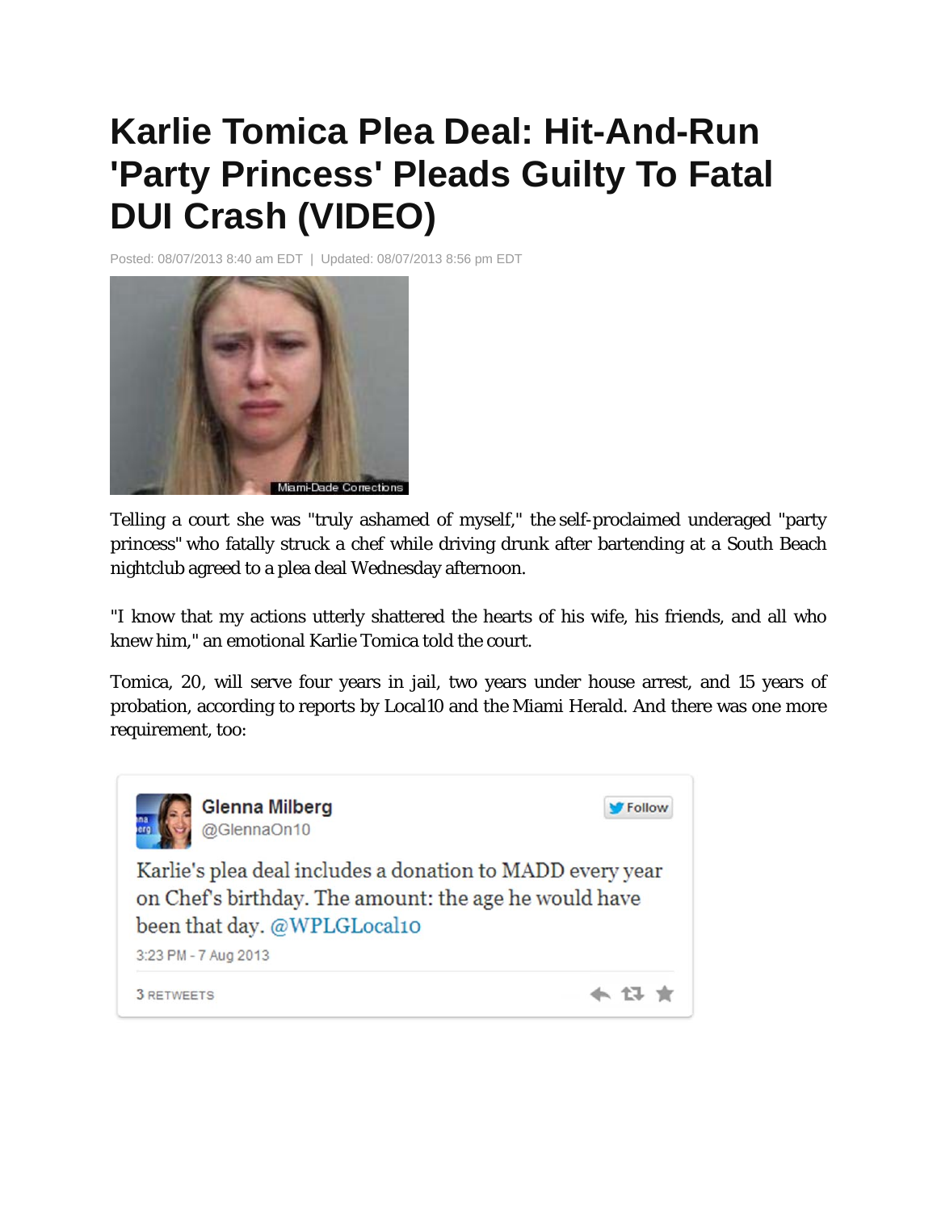# Karlie Tomica Plea Deal: Hit-And-Run 'Party Princess' Pleads Guilty To Fatal DUI Crash (VIDEO)

Posted: 08/07/2013 8:40 am EDT | Updated: 08/07/2013 8:56 pm EDT

Miami-Dade Corrections

Telling a court she was "truly ashamed of myself," the self-proclaimed underaged "party princess" who fatally struck a chef while driving drunk after bartending at a South Beach nightclub agreed to a plea deal Wednesday afternoon.

"I know that my actions utterly shattered the hearts of his wife, his friends, and all who knew him," an emotional Karlie Tomica told the court.

Tomica, 20, will serve four years in jail, two years under house arrest, and 15 years of probation, according to reports by Local10 and the Miami Herald. And there was one more requirement, too:

> **Glenna Milberg**
> @GlennaOn10
>
> Karlie's plea deal includes a donation to MADD every year on Chef's birthday. The amount: the age he would have been that day. @WPLGLocal10
>
> 3:23 PM - 7 Aug 2013
>
> 3 RETWEETS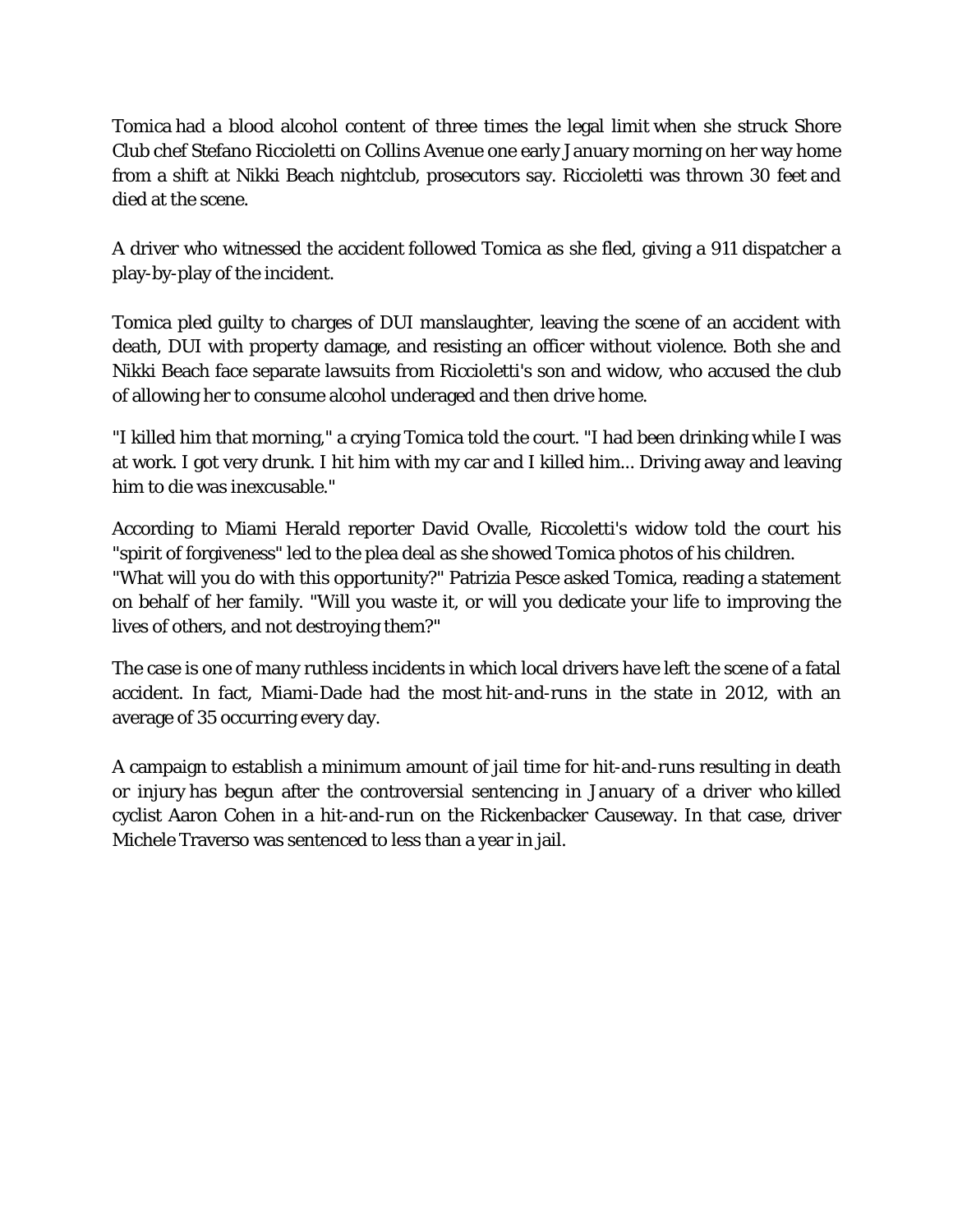Tomica had a blood alcohol content of three times the legal limit when she struck Shore Club chef Stefano Riccioletti on Collins Avenue one early January morning on her way home from a shift at Nikki Beach nightclub, prosecutors say. Riccioletti was thrown 30 feet and died at the scene.

A driver who witnessed the accident followed Tomica as she fled, giving a 911 dispatcher a play-by-play of the incident.

Tomica pled guilty to charges of DUI manslaughter, leaving the scene of an accident with death, DUI with property damage, and resisting an officer without violence. Both she and Nikki Beach face separate lawsuits from Riccioletti's son and widow, who accused the club of allowing her to consume alcohol underaged and then drive home.

"I killed him that morning," a crying Tomica told the court. "I had been drinking while I was at work. I got very drunk. I hit him with my car and I killed him... Driving away and leaving him to die was inexcusable."

According to Miami Herald reporter David Ovalle, Riccoletti's widow told the court his "spirit of forgiveness" led to the plea deal as she showed Tomica photos of his children. "What will you do with this opportunity?" Patrizia Pesce asked Tomica, reading a statement on behalf of her family. "Will you waste it, or will you dedicate your life to improving the lives of others, and not destroying them?"

The case is one of many ruthless incidents in which local drivers have left the scene of a fatal accident. In fact, Miami-Dade had the most hit-and-runs in the state in 2012, with an average of 35 occurring every day.

A campaign to establish a minimum amount of jail time for hit-and-runs resulting in death or injury has begun after the controversial sentencing in January of a driver who killed cyclist Aaron Cohen in a hit-and-run on the Rickenbacker Causeway. In that case, driver Michele Traverso was sentenced to less than a year in jail.